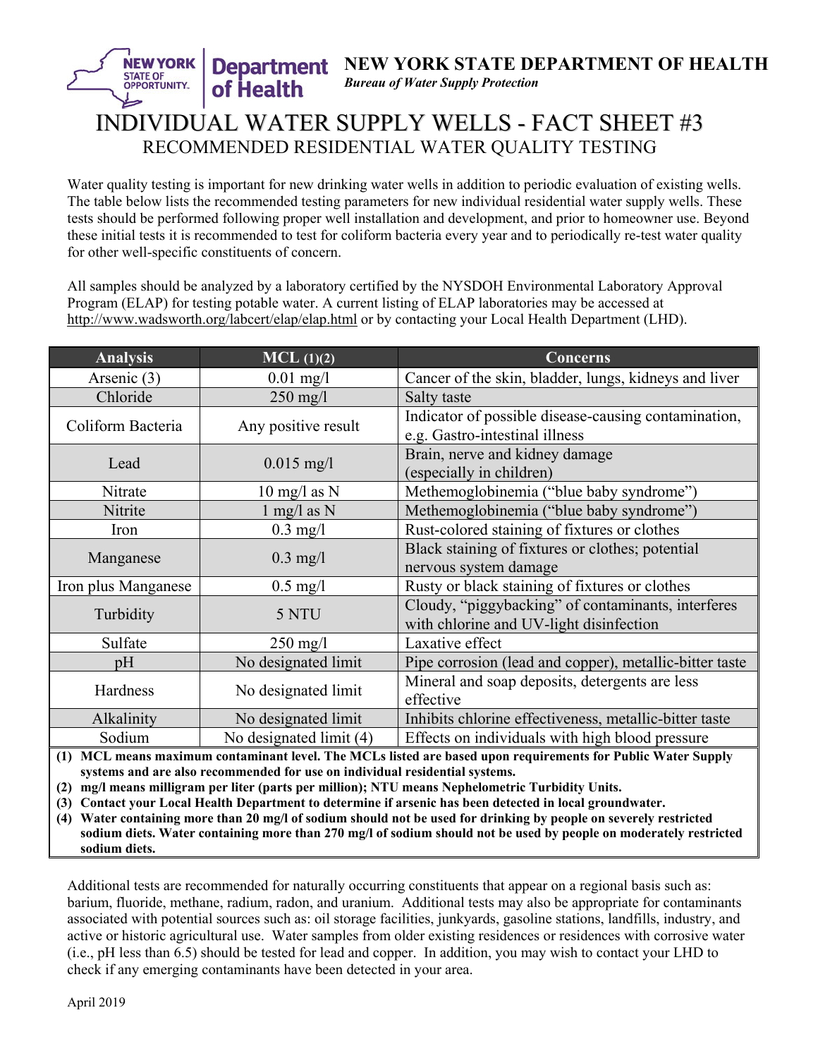# NEW YORK STATE DEPARTMENT OF HEALTH

*Bureau of Water Supply Protection*

# INDIVIDUAL WATER SUPPLY WELLS - FACT SHEET #3

## RECOMMENDED RESIDENTIAL WATER QUALITY TESTING

Water quality testing is important for new drinking water wells in addition to periodic evaluation of existing wells. The table below lists the recommended testing parameters for new individual residential water supply wells. These tests should be performed following proper well installation and development, and prior to homeowner use. Beyond these initial tests it is recommended to test for coliform bacteria every year and to periodically re-test water quality for other well-specific constituents of concern.

All samples should be analyzed by a laboratory certified by the NYSDOH Environmental Laboratory Approval Program (ELAP) for testing potable water. A current listing of ELAP laboratories may be accessed at http://www.wadsworth.org/labcert/elap/elap.html or by contacting your Local Health Department (LHD).

| Analysis | MCL (1)(2) | Concerns |
|---|---|---|
| Arsenic (3) | 0.01 mg/l | Cancer of the skin, bladder, lungs, kidneys and liver |
| Chloride | 250 mg/l | Salty taste |
| Coliform Bacteria | Any positive result | Indicator of possible disease-causing contamination, e.g. Gastro-intestinal illness |
| Lead | 0.015 mg/l | Brain, nerve and kidney damage (especially in children) |
| Nitrate | 10 mg/l as N | Methemoglobinemia ("blue baby syndrome") |
| Nitrite | 1 mg/l as N | Methemoglobinemia ("blue baby syndrome") |
| Iron | 0.3 mg/l | Rust-colored staining of fixtures or clothes |
| Manganese | 0.3 mg/l | Black staining of fixtures or clothes; potential nervous system damage |
| Iron plus Manganese | 0.5 mg/l | Rusty or black staining of fixtures or clothes |
| Turbidity | 5 NTU | Cloudy, "piggybacking" of contaminants, interferes with chlorine and UV-light disinfection |
| Sulfate | 250 mg/l | Laxative effect |
| pH | No designated limit | Pipe corrosion (lead and copper), metallic-bitter taste |
| Hardness | No designated limit | Mineral and soap deposits, detergents are less effective |
| Alkalinity | No designated limit | Inhibits chlorine effectiveness, metallic-bitter taste |
| Sodium | No designated limit (4) | Effects on individuals with high blood pressure |

**(1) MCL means maximum contaminant level. The MCLs listed are based upon requirements for Public Water Supply systems and are also recommended for use on individual residential systems.**

**(2) mg/l means milligram per liter (parts per million); NTU means Nephelometric Turbidity Units.**

**(3) Contact your Local Health Department to determine if arsenic has been detected in local groundwater.**

**(4) Water containing more than 20 mg/l of sodium should not be used for drinking by people on severely restricted sodium diets. Water containing more than 270 mg/l of sodium should not be used by people on moderately restricted sodium diets.**

Additional tests are recommended for naturally occurring constituents that appear on a regional basis such as: barium, fluoride, methane, radium, radon, and uranium. Additional tests may also be appropriate for contaminants associated with potential sources such as: oil storage facilities, junkyards, gasoline stations, landfills, industry, and active or historic agricultural use. Water samples from older existing residences or residences with corrosive water (i.e., pH less than 6.5) should be tested for lead and copper. In addition, you may wish to contact your LHD to check if any emerging contaminants have been detected in your area.

April 2019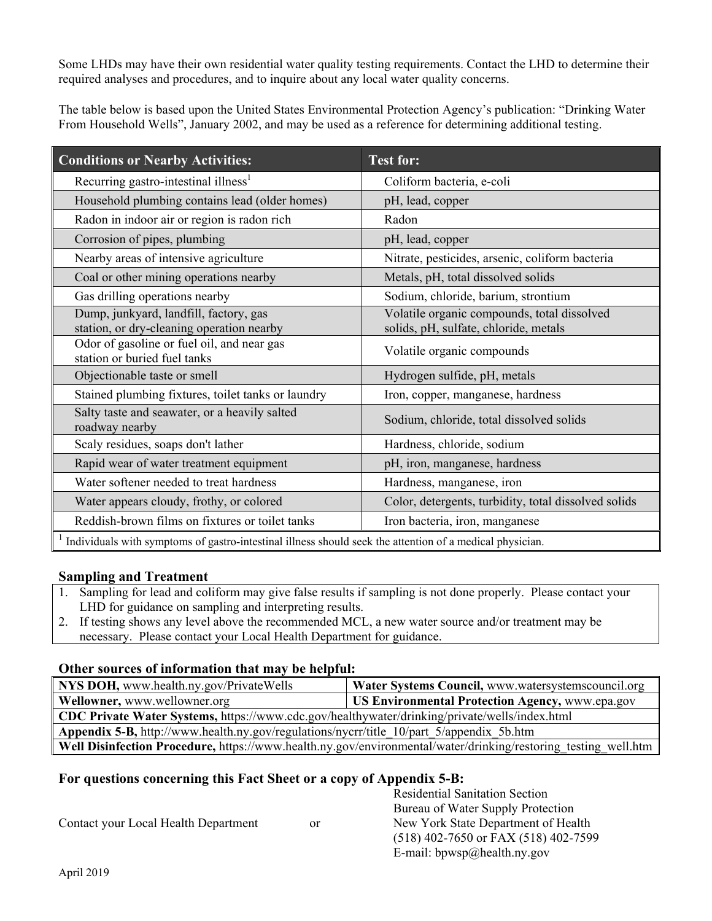Some LHDs may have their own residential water quality testing requirements. Contact the LHD to determine their required analyses and procedures, and to inquire about any local water quality concerns.

The table below is based upon the United States Environmental Protection Agency's publication: "Drinking Water From Household Wells", January 2002, and may be used as a reference for determining additional testing.

| Conditions or Nearby Activities: | Test for: |
|---|---|
| Recurring gastro-intestinal illness[1] | Coliform bacteria, e-coli |
| Household plumbing contains lead (older homes) | pH, lead, copper |
| Radon in indoor air or region is radon rich | Radon |
| Corrosion of pipes, plumbing | pH, lead, copper |
| Nearby areas of intensive agriculture | Nitrate, pesticides, arsenic, coliform bacteria |
| Coal or other mining operations nearby | Metals, pH, total dissolved solids |
| Gas drilling operations nearby | Sodium, chloride, barium, strontium |
| Dump, junkyard, landfill, factory, gas station, or dry-cleaning operation nearby | Volatile organic compounds, total dissolved solids, pH, sulfate, chloride, metals |
| Odor of gasoline or fuel oil, and near gas station or buried fuel tanks | Volatile organic compounds |
| Objectionable taste or smell | Hydrogen sulfide, pH, metals |
| Stained plumbing fixtures, toilet tanks or laundry | Iron, copper, manganese, hardness |
| Salty taste and seawater, or a heavily salted roadway nearby | Sodium, chloride, total dissolved solids |
| Scaly residues, soaps don't lather | Hardness, chloride, sodium |
| Rapid wear of water treatment equipment | pH, iron, manganese, hardness |
| Water softener needed to treat hardness | Hardness, manganese, iron |
| Water appears cloudy, frothy, or colored | Color, detergents, turbidity, total dissolved solids |
| Reddish-brown films on fixtures or toilet tanks | Iron bacteria, iron, manganese |

[1] Individuals with symptoms of gastro-intestinal illness should seek the attention of a medical physician.

### Sampling and Treatment

1. Sampling for lead and coliform may give false results if sampling is not done properly. Please contact your LHD for guidance on sampling and interpreting results.
2. If testing shows any level above the recommended MCL, a new water source and/or treatment may be necessary. Please contact your Local Health Department for guidance.

### Other sources of information that may be helpful:

| | |
|---|---|
| **NYS DOH,** www.health.ny.gov/PrivateWells | **Water Systems Council,** www.watersystemscouncil.org |
| **Wellowner,** www.wellowner.org | **US Environmental Protection Agency,** www.epa.gov |

**CDC Private Water Systems,** https://www.cdc.gov/healthywater/drinking/private/wells/index.html

**Appendix 5-B,** http://www.health.ny.gov/regulations/nycrr/title_10/part_5/appendix_5b.htm

**Well Disinfection Procedure,** https://www.health.ny.gov/environmental/water/drinking/restoring_testing_well.htm

### For questions concerning this Fact Sheet or a copy of Appendix 5-B:

Contact your Local Health Department

or

Residential Sanitation Section
Bureau of Water Supply Protection
New York State Department of Health
(518) 402-7650 or FAX (518) 402-7599
E-mail: bpwsp@health.ny.gov

April 2019